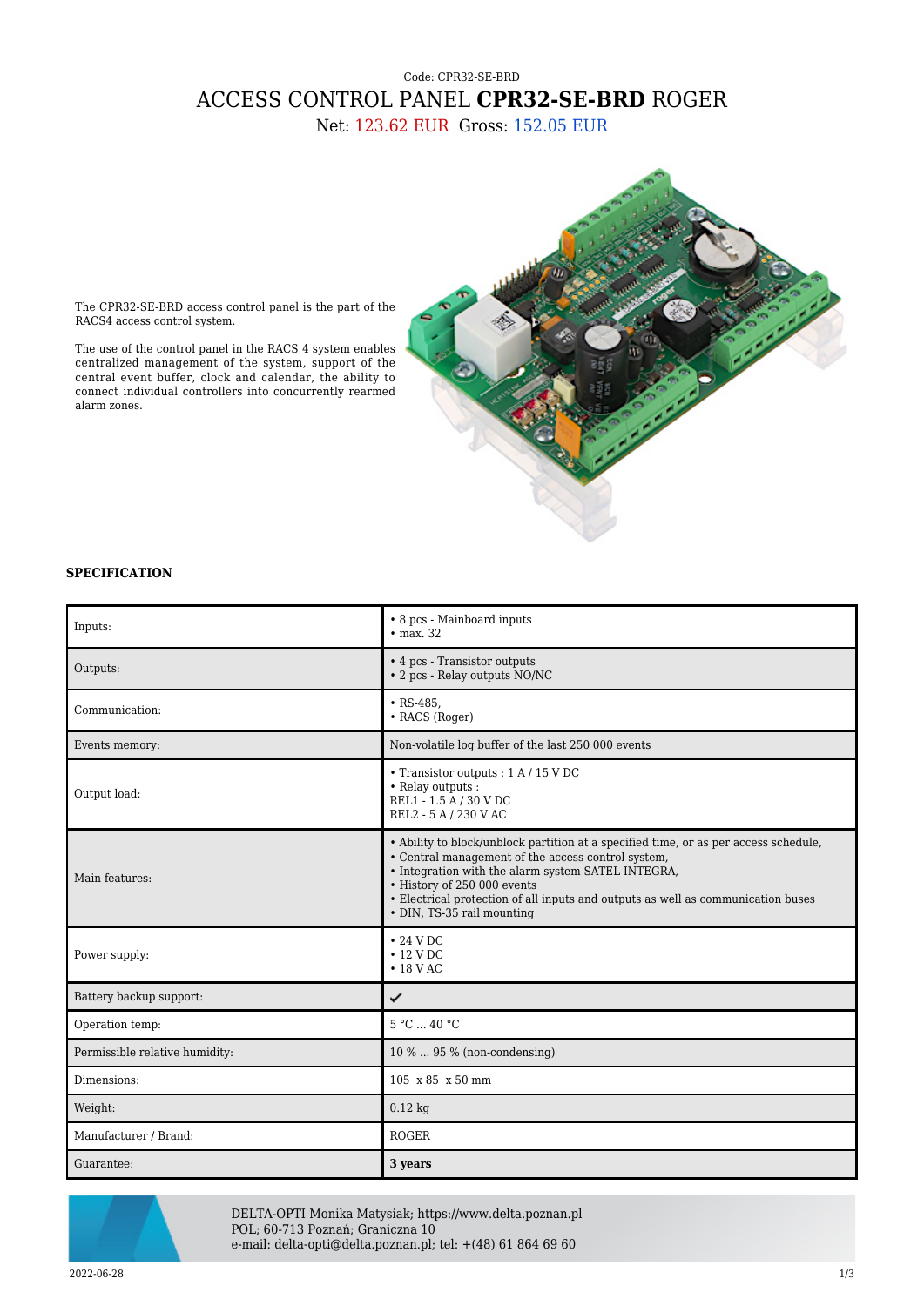Code: CPR32-SE-BRD

# ACCESS CONTROL PANEL **CPR32-SE-BRD** ROGER

Net: 123.62 EUR Gross: 152.05 EUR

The CPR32-SE-BRD access control panel is the part of the RACS4 access control system.

The use of the control panel in the RACS 4 system enables centralized management of the system, support of the central event buffer, clock and calendar, the ability to connect individual controllers into concurrently rearmed alarm zones.

### SPECIFICATION

| | |
|---|---|
| Inputs: | • 8 pcs - Mainboard inputs<br>• max. 32 |
| Outputs: | • 4 pcs - Transistor outputs<br>• 2 pcs - Relay outputs NO/NC |
| Communication: | • RS-485,<br>• RACS (Roger) |
| Events memory: | Non-volatile log buffer of the last 250 000 events |
| Output load: | • Transistor outputs : 1 A / 15 V DC<br>• Relay outputs :<br>REL1 - 1.5 A / 30 V DC<br>REL2 - 5 A / 230 V AC |
| Main features: | • Ability to block/unblock partition at a specified time, or as per access schedule,<br>• Central management of the access control system,<br>• Integration with the alarm system SATEL INTEGRA,<br>• History of 250 000 events<br>• Electrical protection of all inputs and outputs as well as communication buses<br>• DIN, TS-35 rail mounting |
| Power supply: | • 24 V DC<br>• 12 V DC<br>• 18 V AC |
| Battery backup support: | ✔ |
| Operation temp: | 5 °C ... 40 °C |
| Permissible relative humidity: | 10 % ... 95 % (non-condensing) |
| Dimensions: | 105 x 85 x 50 mm |
| Weight: | 0.12 kg |
| Manufacturer / Brand: | ROGER |
| Guarantee: | **3 years** |

DELTA-OPTI Monika Matysiak; https://www.delta.poznan.pl
POL; 60-713 Poznań; Graniczna 10
e-mail: delta-opti@delta.poznan.pl; tel: +(48) 61 864 69 60

2022-06-28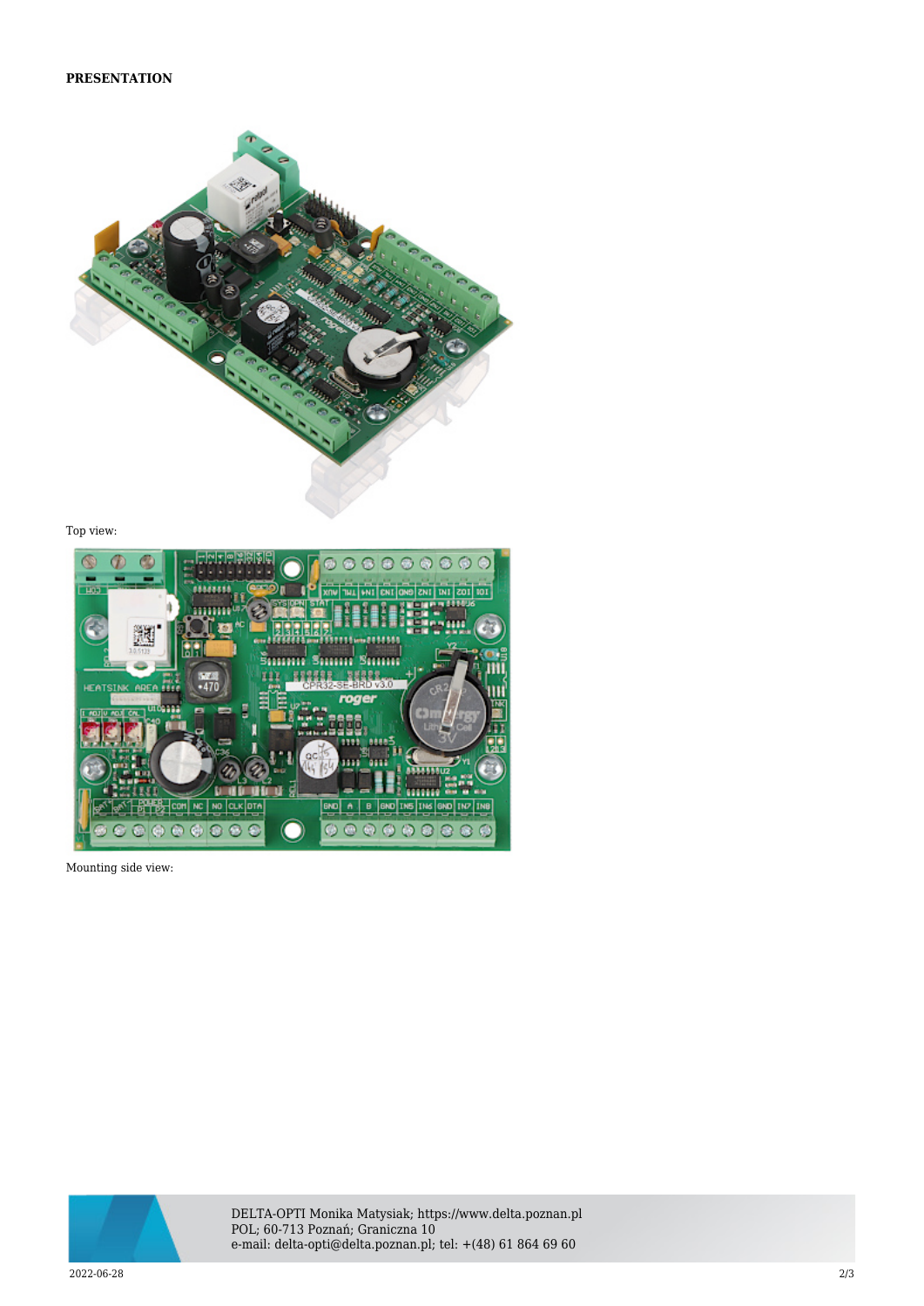**PRESENTATION**

Top view:

Mounting side view: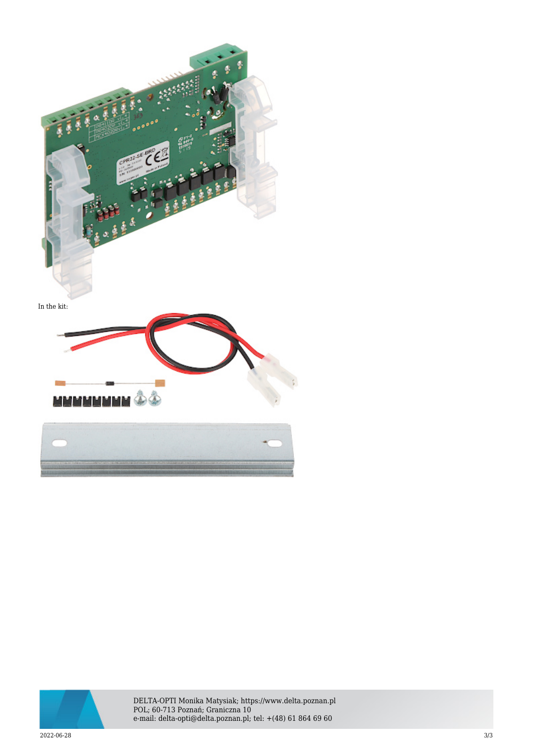In the kit: